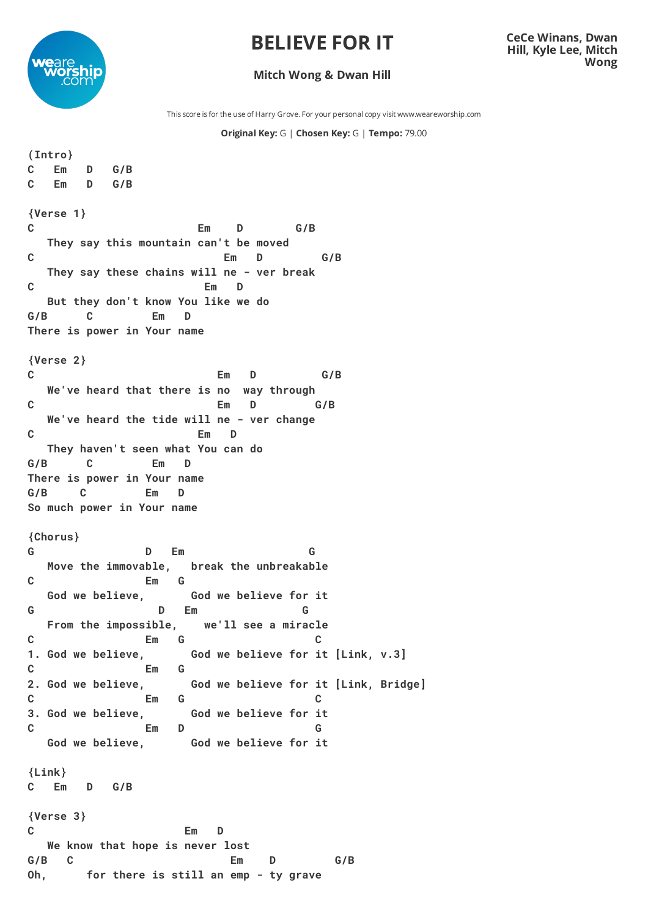# BELIEVE FOR IT

**Mitch Wong & Dwan Hill**

**CeCe Winans, Dwan Hill, Kyle Lee, Mitch Wong**

This score is for the use of Harry Grove. For your personal copy visit www.weareworship.com

**Original Key:** G | **Chosen Key:** G | **Tempo:** 79.00

```
{Intro}
C   Em   D   G/B
C   Em   D   G/B

{Verse 1}
C                          Em    D        G/B
   They say this mountain can't be moved
C                              Em   D        G/B
   They say these chains will ne - ver break
C                           Em   D
   But they don't know You like we do
G/B      C         Em   D
There is power in Your name

{Verse 2}
C                             Em   D         G/B
   We've heard that there is no  way through
C                             Em   D        G/B
   We've heard the tide will ne - ver change
C                          Em   D
   They haven't seen what You can do
G/B      C         Em   D
There is power in Your name
G/B     C         Em   D
So much power in Your name

{Chorus}
G                 D   Em                  G
   Move the immovable,   break the unbreakable
C                 Em   G
   God we believe,       God we believe for it
G                   D   Em                 G
   From the impossible,   we'll see a miracle
C                 Em   G                  C
1. God we believe,       God we believe for it [Link, v.3]
C                 Em   G
2. God we believe,       God we believe for it [Link, Bridge]
C                 Em   G                  C
3. God we believe,       God we believe for it
C                 Em   D                  G
   God we believe,       God we believe for it

{Link}
C   Em   D   G/B

{Verse 3}
C                        Em   D
   We know that hope is never lost
G/B   C                       Em    D         G/B
Oh,       for there is still an emp - ty grave
```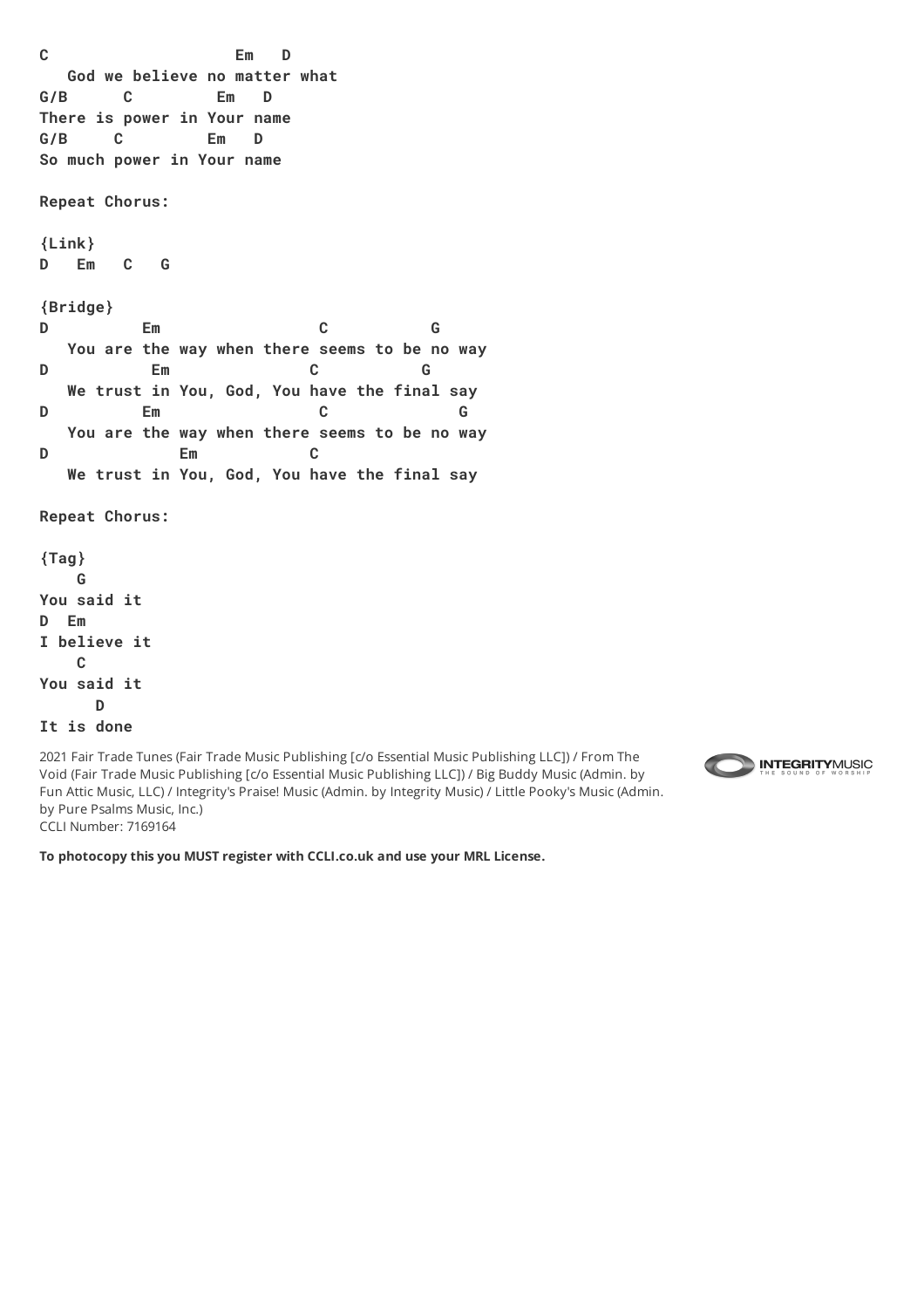```
C                  Em   D
   God we believe no matter what
G/B      C         Em   D
There is power in Your name
G/B     C         Em   D
So much power in Your name
```

**Repeat Chorus:**

**{Link}**

```
D   Em   C   G
```

**{Bridge}**

```
D          Em                 C           G
   You are the way when there seems to be no way
D           Em              C           G
   We trust in You, God, You have the final say
D          Em                 C              G
   You are the way when there seems to be no way
D              Em            C
   We trust in You, God, You have the final say
```

**Repeat Chorus:**

**{Tag}**

```
    G
You said it
D  Em
I believe it
    C
You said it
      D
It is done
```

2021 Fair Trade Tunes (Fair Trade Music Publishing [c/o Essential Music Publishing LLC]) / From The Void (Fair Trade Music Publishing [c/o Essential Music Publishing LLC]) / Big Buddy Music (Admin. by Fun Attic Music, LLC) / Integrity's Praise! Music (Admin. by Integrity Music) / Little Pooky's Music (Admin. by Pure Psalms Music, Inc.)
CCLI Number: 7169164

**To photocopy this you MUST register with CCLI.co.uk and use your MRL License.**